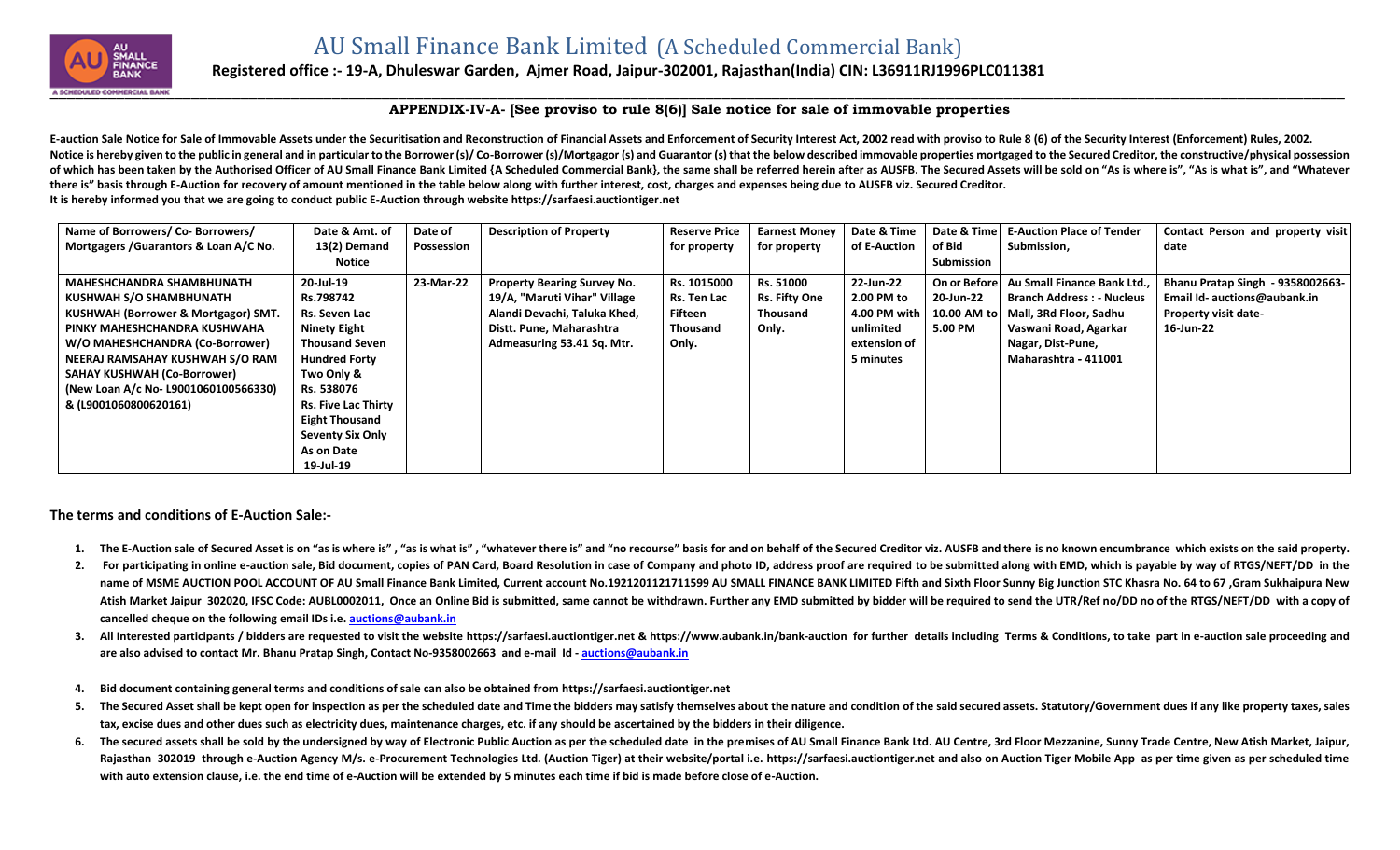# AU Small Finance Bank Limited (A Scheduled Commercial Bank)

**Registered office :- 19-A, Dhuleswar Garden, Ajmer Road, Jaipur-302001, Rajasthan(India) CIN: L36911RJ1996PLC011381**

## APPENDIX-IV-A- [See proviso to rule 8(6)] Sale notice for sale of immovable properties

**E-auction Sale Notice for Sale of Immovable Assets under the Securitisation and Reconstruction of Financial Assets and Enforcement of Security Interest Act, 2002 read with proviso to Rule 8 (6) of the Security Interest (Enforcement) Rules, 2002.**
**Notice is hereby given to the public in general and in particular to the Borrower (s)/ Co-Borrower (s)/Mortgagor (s) and Guarantor (s) that the below described immovable properties mortgaged to the Secured Creditor, the constructive/physical possession of which has been taken by the Authorised Officer of AU Small Finance Bank Limited {A Scheduled Commercial Bank}, the same shall be referred herein after as AUSFB. The Secured Assets will be sold on "As is where is", "As is what is", and "Whatever there is" basis through E-Auction for recovery of amount mentioned in the table below along with further interest, cost, charges and expenses being due to AUSFB viz. Secured Creditor.**
**It is hereby informed you that we are going to conduct public E-Auction through website https://sarfaesi.auctiontiger.net**

| Name of Borrowers/ Co- Borrowers/ Mortgagers /Guarantors & Loan A/C No. | Date & Amt. of 13(2) Demand Notice | Date of Possession | Description of Property | Reserve Price for property | Earnest Money for property | Date & Time of E-Auction | Date & Time of Bid Submission | E-Auction Place of Tender Submission, | Contact Person and property visit date |
|---|---|---|---|---|---|---|---|---|---|
| **MAHESHCHANDRA SHAMBHUNATH KUSHWAH S/O SHAMBHUNATH KUSHWAH (Borrower & Mortgagor) SMT. PINKY MAHESHCHANDRA KUSHWAHA W/O MAHESHCHANDRA (Co-Borrower) NEERAJ RAMSAHAY KUSHWAH S/O RAM SAHAY KUSHWAH (Co-Borrower) (New Loan A/c No- L9001060100566330) & (L9001060800620161)** | **20-Jul-19 Rs.798742 Rs. Seven Lac Ninety Eight Thousand Seven Hundred Forty Two Only & Rs. 538076 Rs. Five Lac Thirty Eight Thousand Seventy Six Only As on Date 19-Jul-19** | **23-Mar-22** | **Property Bearing Survey No. 19/A, "Maruti Vihar" Village Alandi Devachi, Taluka Khed, Distt. Pune, Maharashtra Admeasuring 53.41 Sq. Mtr.** | **Rs. 1015000 Rs. Ten Lac Fifteen Thousand Only.** | **Rs. 51000 Rs. Fifty One Thousand Only.** | **22-Jun-22 2.00 PM to 4.00 PM with unlimited extension of 5 minutes** | **On or Before 20-Jun-22 10.00 AM to 5.00 PM** | **Au Small Finance Bank Ltd., Branch Address : - Nucleus Mall, 3Rd Floor, Sadhu Vaswani Road, Agarkar Nagar, Dist-Pune, Maharashtra - 411001** | **Bhanu Pratap Singh - 9358002663- Email Id- auctions@aubank.in Property visit date- 16-Jun-22** |

### The terms and conditions of E-Auction Sale:-

1. **The E-Auction sale of Secured Asset is on "as is where is" , "as is what is" , "whatever there is" and "no recourse" basis for and on behalf of the Secured Creditor viz. AUSFB and there is no known encumbrance which exists on the said property.**
2. **For participating in online e-auction sale, Bid document, copies of PAN Card, Board Resolution in case of Company and photo ID, address proof are required to be submitted along with EMD, which is payable by way of RTGS/NEFT/DD in the name of MSME AUCTION POOL ACCOUNT OF AU Small Finance Bank Limited, Current account No.1921201121711599 AU SMALL FINANCE BANK LIMITED Fifth and Sixth Floor Sunny Big Junction STC Khasra No. 64 to 67 ,Gram Sukhaipura New Atish Market Jaipur 302020, IFSC Code: AUBL0002011, Once an Online Bid is submitted, same cannot be withdrawn. Further any EMD submitted by bidder will be required to send the UTR/Ref no/DD no of the RTGS/NEFT/DD with a copy of cancelled cheque on the following email IDs i.e. auctions@aubank.in**
3. **All Interested participants / bidders are requested to visit the website https://sarfaesi.auctiontiger.net & https://www.aubank.in/bank-auction for further details including Terms & Conditions, to take part in e-auction sale proceeding and are also advised to contact Mr. Bhanu Pratap Singh, Contact No-9358002663 and e-mail Id - auctions@aubank.in**
4. **Bid document containing general terms and conditions of sale can also be obtained from https://sarfaesi.auctiontiger.net**
5. **The Secured Asset shall be kept open for inspection as per the scheduled date and Time the bidders may satisfy themselves about the nature and condition of the said secured assets. Statutory/Government dues if any like property taxes, sales tax, excise dues and other dues such as electricity dues, maintenance charges, etc. if any should be ascertained by the bidders in their diligence.**
6. **The secured assets shall be sold by the undersigned by way of Electronic Public Auction as per the scheduled date in the premises of AU Small Finance Bank Ltd. AU Centre, 3rd Floor Mezzanine, Sunny Trade Centre, New Atish Market, Jaipur, Rajasthan 302019 through e-Auction Agency M/s. e-Procurement Technologies Ltd. (Auction Tiger) at their website/portal i.e. https://sarfaesi.auctiontiger.net and also on Auction Tiger Mobile App as per time given as per scheduled time with auto extension clause, i.e. the end time of e-Auction will be extended by 5 minutes each time if bid is made before close of e-Auction.**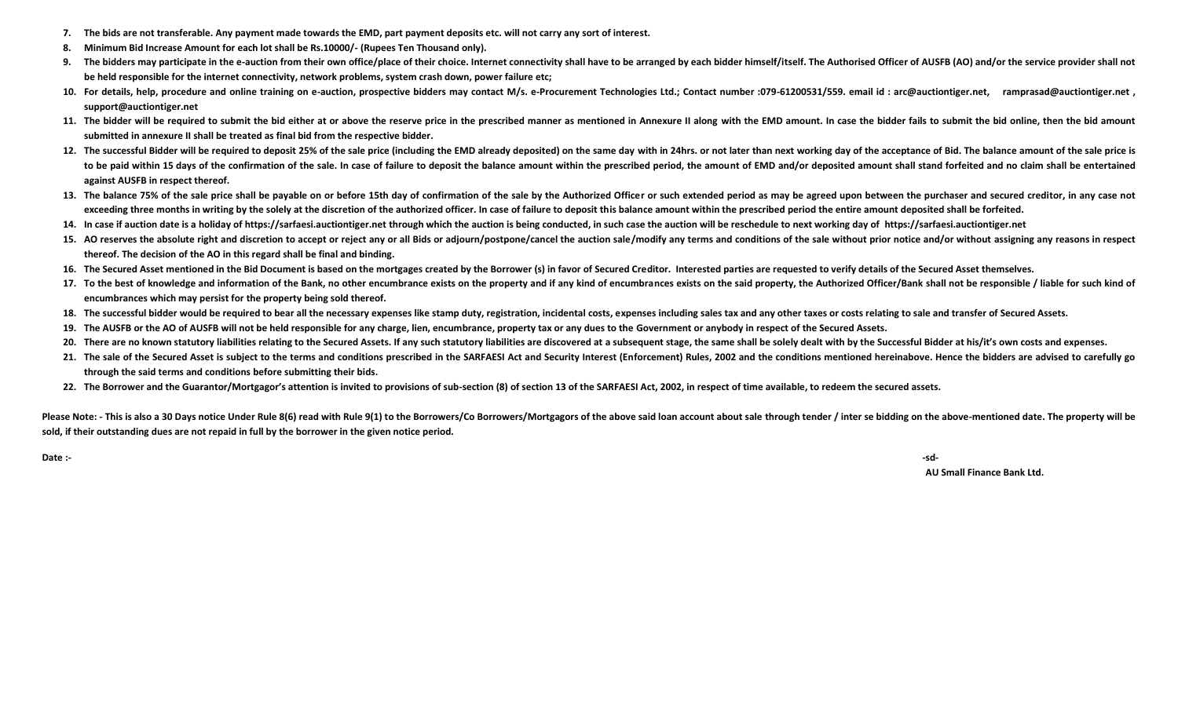7. **The bids are not transferable. Any payment made towards the EMD, part payment deposits etc. will not carry any sort of interest.**
8. **Minimum Bid Increase Amount for each lot shall be Rs.10000/- (Rupees Ten Thousand only).**
9. **The bidders may participate in the e-auction from their own office/place of their choice. Internet connectivity shall have to be arranged by each bidder himself/itself. The Authorised Officer of AUSFB (AO) and/or the service provider shall not be held responsible for the internet connectivity, network problems, system crash down, power failure etc;**
10. **For details, help, procedure and online training on e-auction, prospective bidders may contact M/s. e-Procurement Technologies Ltd.; Contact number :079-61200531/559. email id : arc@auctiontiger.net, ramprasad@auctiontiger.net , support@auctiontiger.net**
11. **The bidder will be required to submit the bid either at or above the reserve price in the prescribed manner as mentioned in Annexure II along with the EMD amount. In case the bidder fails to submit the bid online, then the bid amount submitted in annexure II shall be treated as final bid from the respective bidder.**
12. **The successful Bidder will be required to deposit 25% of the sale price (including the EMD already deposited) on the same day with in 24hrs. or not later than next working day of the acceptance of Bid. The balance amount of the sale price is to be paid within 15 days of the confirmation of the sale. In case of failure to deposit the balance amount within the prescribed period, the amount of EMD and/or deposited amount shall stand forfeited and no claim shall be entertained against AUSFB in respect thereof.**
13. **The balance 75% of the sale price shall be payable on or before 15th day of confirmation of the sale by the Authorized Officer or such extended period as may be agreed upon between the purchaser and secured creditor, in any case not exceeding three months in writing by the solely at the discretion of the authorized officer. In case of failure to deposit this balance amount within the prescribed period the entire amount deposited shall be forfeited.**
14. **In case if auction date is a holiday of https://sarfaesi.auctiontiger.net through which the auction is being conducted, in such case the auction will be reschedule to next working day of https://sarfaesi.auctiontiger.net**
15. **AO reserves the absolute right and discretion to accept or reject any or all Bids or adjourn/postpone/cancel the auction sale/modify any terms and conditions of the sale without prior notice and/or without assigning any reasons in respect thereof. The decision of the AO in this regard shall be final and binding.**
16. **The Secured Asset mentioned in the Bid Document is based on the mortgages created by the Borrower (s) in favor of Secured Creditor. Interested parties are requested to verify details of the Secured Asset themselves.**
17. **To the best of knowledge and information of the Bank, no other encumbrance exists on the property and if any kind of encumbrances exists on the said property, the Authorized Officer/Bank shall not be responsible / liable for such kind of encumbrances which may persist for the property being sold thereof.**
18. **The successful bidder would be required to bear all the necessary expenses like stamp duty, registration, incidental costs, expenses including sales tax and any other taxes or costs relating to sale and transfer of Secured Assets.**
19. **The AUSFB or the AO of AUSFB will not be held responsible for any charge, lien, encumbrance, property tax or any dues to the Government or anybody in respect of the Secured Assets.**
20. **There are no known statutory liabilities relating to the Secured Assets. If any such statutory liabilities are discovered at a subsequent stage, the same shall be solely dealt with by the Successful Bidder at his/it's own costs and expenses.**
21. **The sale of the Secured Asset is subject to the terms and conditions prescribed in the SARFAESI Act and Security Interest (Enforcement) Rules, 2002 and the conditions mentioned hereinabove. Hence the bidders are advised to carefully go through the said terms and conditions before submitting their bids.**
22. **The Borrower and the Guarantor/Mortgagor's attention is invited to provisions of sub-section (8) of section 13 of the SARFAESI Act, 2002, in respect of time available, to redeem the secured assets.**

**Please Note: - This is also a 30 Days notice Under Rule 8(6) read with Rule 9(1) to the Borrowers/Co Borrowers/Mortgagors of the above said loan account about sale through tender / inter se bidding on the above-mentioned date. The property will be sold, if their outstanding dues are not repaid in full by the borrower in the given notice period.**

**Date :-**

**-sd-**

**AU Small Finance Bank Ltd.**